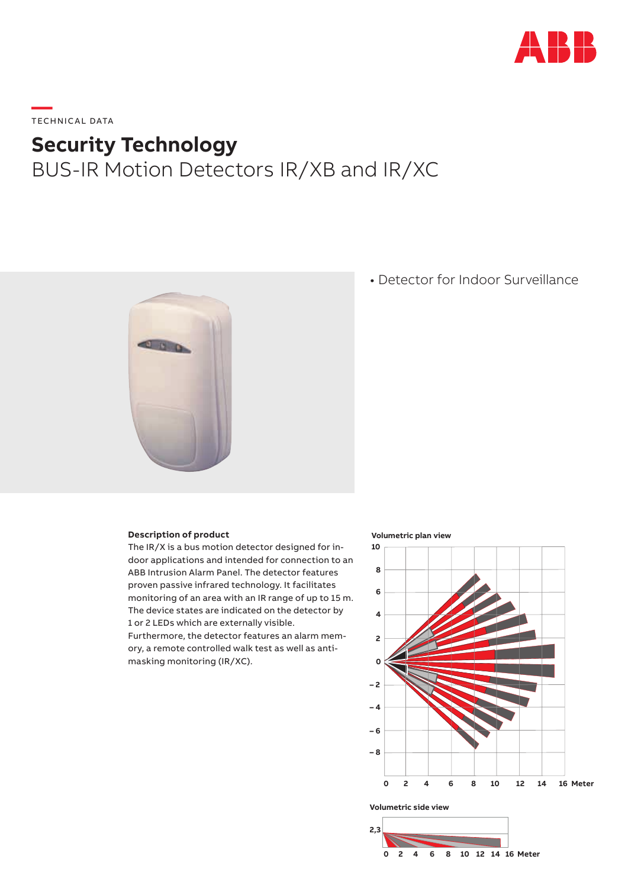TECHNICAL DATA

# Security Technology

## BUS-IR Motion Detectors IR/XB and IR/XC

• Detector for Indoor Surveillance

**Description of product**

The IR/X is a bus motion detector designed for indoor applications and intended for connection to an ABB Intrusion Alarm Panel. The detector features proven passive infrared technology. It facilitates monitoring of an area with an IR range of up to 15 m. The device states are indicated on the detector by 1 or 2 LEDs which are externally visible. Furthermore, the detector features an alarm memory, a remote controlled walk test as well as anti-masking monitoring (IR/XC).

**Volumetric plan view**

**Volumetric side view**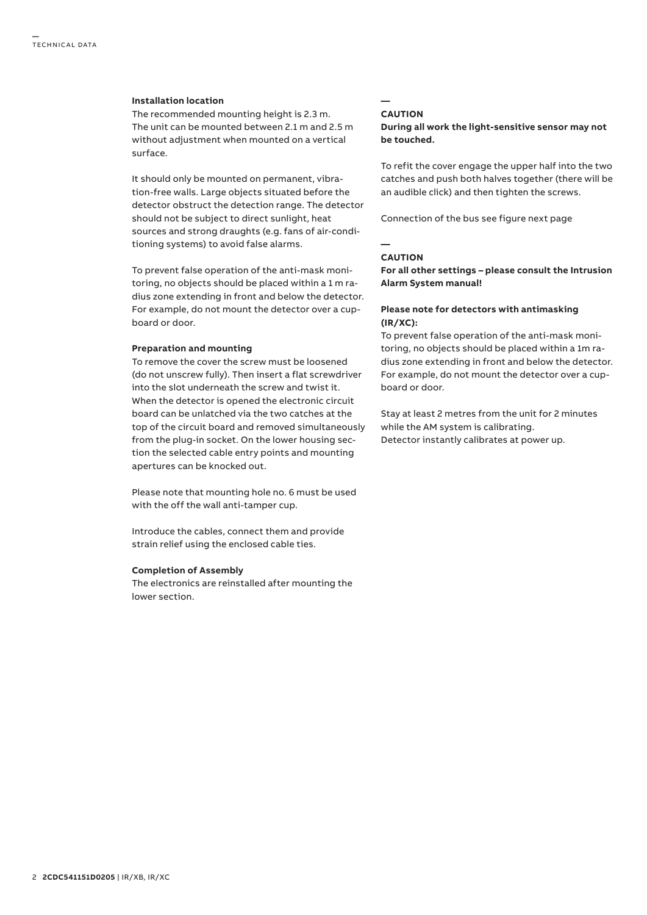### Installation location

The recommended mounting height is 2.3 m. The unit can be mounted between 2.1 m and 2.5 m without adjustment when mounted on a vertical surface.

It should only be mounted on permanent, vibration-free walls. Large objects situated before the detector obstruct the detection range. The detector should not be subject to direct sunlight, heat sources and strong draughts (e.g. fans of air-conditioning systems) to avoid false alarms.

To prevent false operation of the anti-mask monitoring, no objects should be placed within a 1 m radius zone extending in front and below the detector. For example, do not mount the detector over a cupboard or door.

### Preparation and mounting

To remove the cover the screw must be loosened (do not unscrew fully). Then insert a flat screwdriver into the slot underneath the screw and twist it. When the detector is opened the electronic circuit board can be unlatched via the two catches at the top of the circuit board and removed simultaneously from the plug-in socket. On the lower housing section the selected cable entry points and mounting apertures can be knocked out.

Please note that mounting hole no. 6 must be used with the off the wall anti-tamper cup.

Introduce the cables, connect them and provide strain relief using the enclosed cable ties.

### Completion of Assembly

The electronics are reinstalled after mounting the lower section.

—
**CAUTION**
**During all work the light-sensitive sensor may not be touched.**

To refit the cover engage the upper half into the two catches and push both halves together (there will be an audible click) and then tighten the screws.

Connection of the bus see figure next page

—
**CAUTION**
**For all other settings – please consult the Intrusion Alarm System manual!**

**Please note for detectors with antimasking (IR/XC):**

To prevent false operation of the anti-mask monitoring, no objects should be placed within a 1m radius zone extending in front and below the detector. For example, do not mount the detector over a cupboard or door.

Stay at least 2 metres from the unit for 2 minutes while the AM system is calibrating.
Detector instantly calibrates at power up.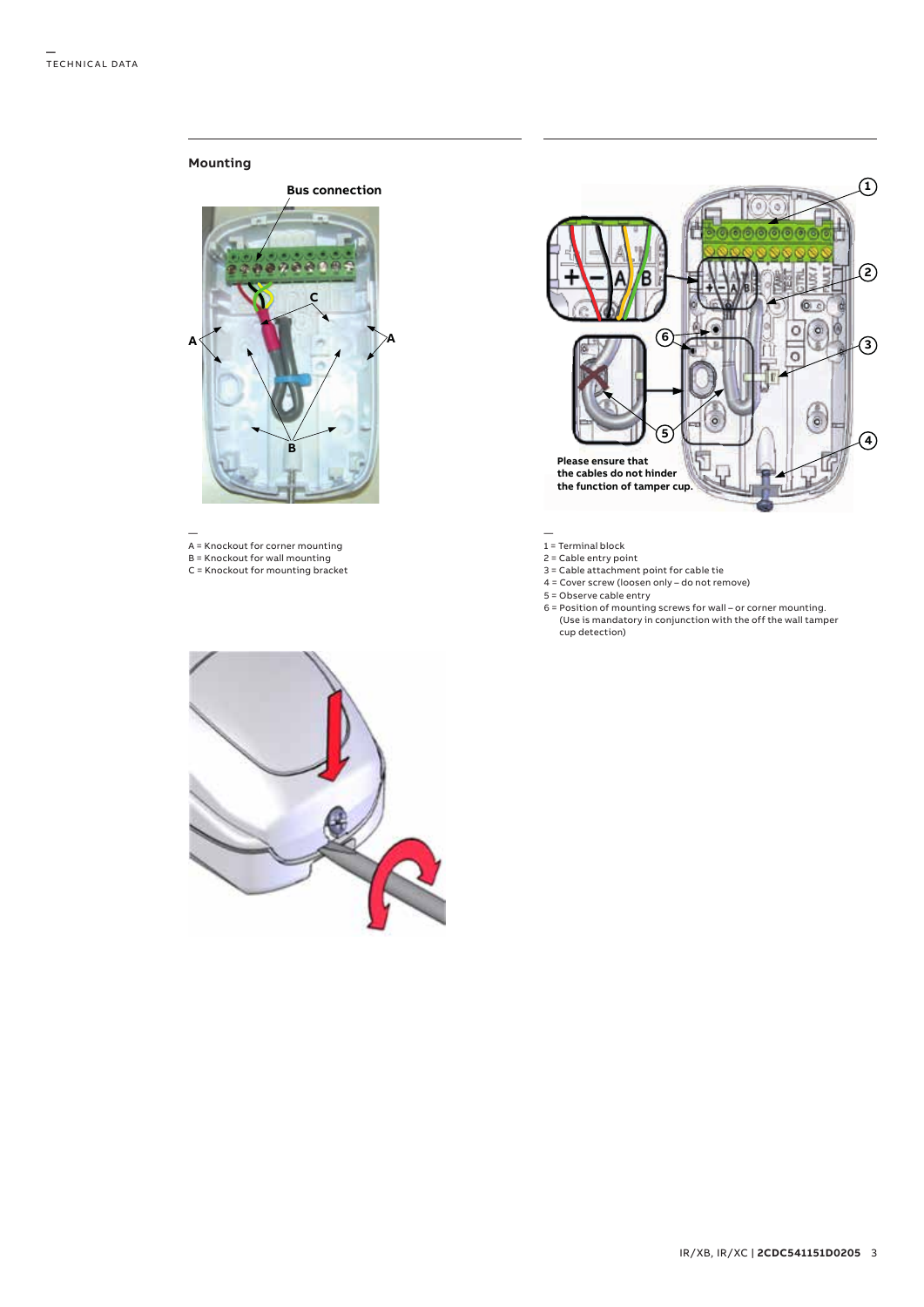## Mounting

A = Knockout for corner mounting
B = Knockout for wall mounting
C = Knockout for mounting bracket

1 = Terminal block
2 = Cable entry point
3 = Cable attachment point for cable tie
4 = Cover screw (loosen only – do not remove)
5 = Observe cable entry
6 = Position of mounting screws for wall – or corner mounting. (Use is mandatory in conjunction with the off the wall tamper cup detection)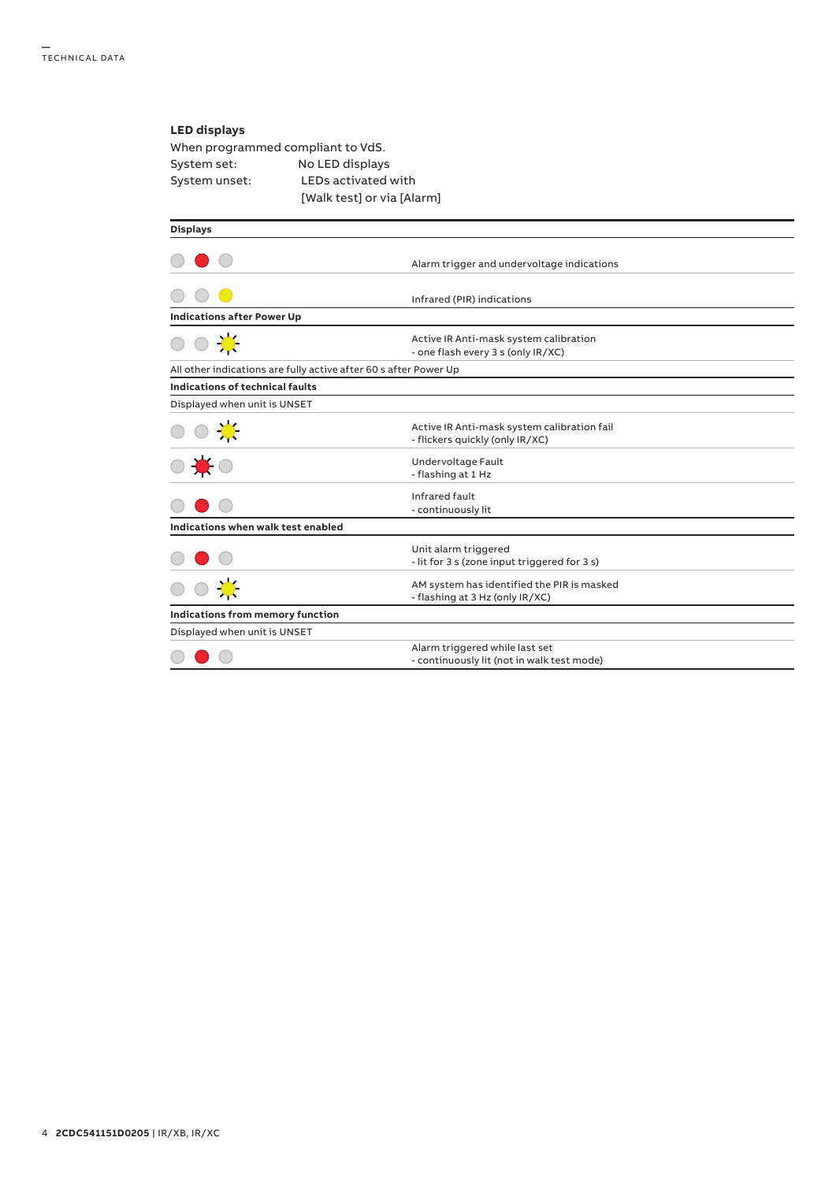## LED displays

When programmed compliant to VdS.

System set: No LED displays

System unset: LEDs activated with [Walk test] or via [Alarm]

| Displays | |
|---|---|
| ○ ● ○ (red) | Alarm trigger and undervoltage indications |
| ○ ○ ● (yellow) | Infrared (PIR) indications |
| **Indications after Power Up** | |
| ○ ○ ✳ (yellow, flashing) | Active IR Anti-mask system calibration<br>- one flash every 3 s (only IR/XC) |
| All other indications are fully active after 60 s after Power Up | |
| **Indications of technical faults** | |
| Displayed when unit is UNSET | |
| ○ ○ ✳ (yellow, flashing) | Active IR Anti-mask system calibration fail<br>- flickers quickly (only IR/XC) |
| ○ ✳ ○ (red, flashing) | Undervoltage Fault<br>- flashing at 1 Hz |
| ○ ● ○ (red) | Infrared fault<br>- continuously lit |
| **Indications when walk test enabled** | |
| ○ ● ○ (red) | Unit alarm triggered<br>- lit for 3 s (zone input triggered for 3 s) |
| ○ ○ ✳ (yellow, flashing) | AM system has identified the PIR is masked<br>- flashing at 3 Hz (only IR/XC) |
| **Indications from memory function** | |
| Displayed when unit is UNSET | |
| ○ ● ○ (red) | Alarm triggered while last set<br>- continuously lit (not in walk test mode) |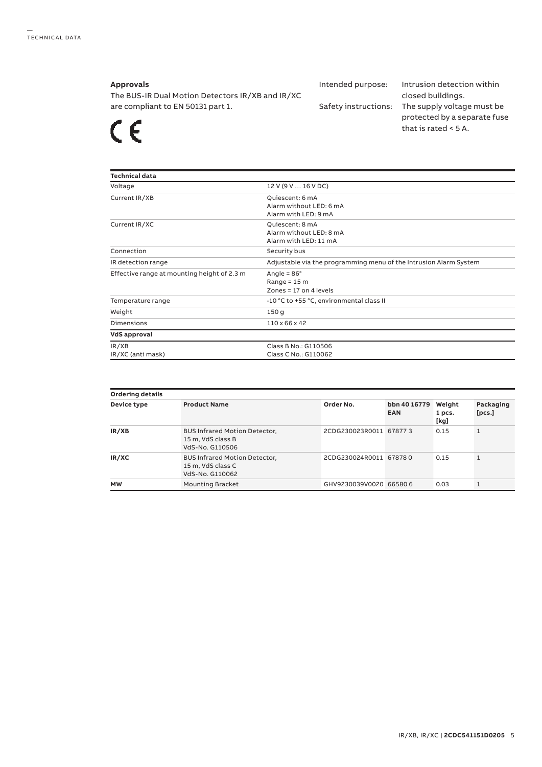## Approvals

The BUS-IR Dual Motion Detectors IR/XB and IR/XC are compliant to EN 50131 part 1.

CE

Intended purpose: Intrusion detection within closed buildings.

Safety instructions: The supply voltage must be protected by a separate fuse that is rated < 5 A.

| Technical data | |
|---|---|
| Voltage | 12 V (9 V … 16 V DC) |
| Current IR/XB | Quiescent: 6 mA<br>Alarm without LED: 6 mA<br>Alarm with LED: 9 mA |
| Current IR/XC | Quiescent: 8 mA<br>Alarm without LED: 8 mA<br>Alarm with LED: 11 mA |
| Connection | Security bus |
| IR detection range | Adjustable via the programming menu of the Intrusion Alarm System |
| Effective range at mounting height of 2.3 m | Angle = 86°<br>Range = 15 m<br>Zones = 17 on 4 levels |
| Temperature range | -10 °C to +55 °C, environmental class II |
| Weight | 150 g |
| Dimensions | 110 x 66 x 42 |
| **VdS approval** | |
| IR/XB<br>IR/XC (anti mask) | Class B No.: G110506<br>Class C No.: G110062 |

**Ordering details**

| Device type | Product Name | Order No. | bbn 40 16779 EAN | Weight 1 pcs. [kg] | Packaging [pcs.] |
|---|---|---|---|---|---|
| **IR/XB** | BUS Infrared Motion Detector, 15 m, VdS class B VdS-No. G110506 | 2CDG230023R0011 | 67877 3 | 0.15 | 1 |
| **IR/XC** | BUS Infrared Motion Detector, 15 m, VdS class C VdS-No. G110062 | 2CDG230024R0011 | 67878 0 | 0.15 | 1 |
| **MW** | Mounting Bracket | GHV9230039V0020 | 66580 6 | 0.03 | 1 |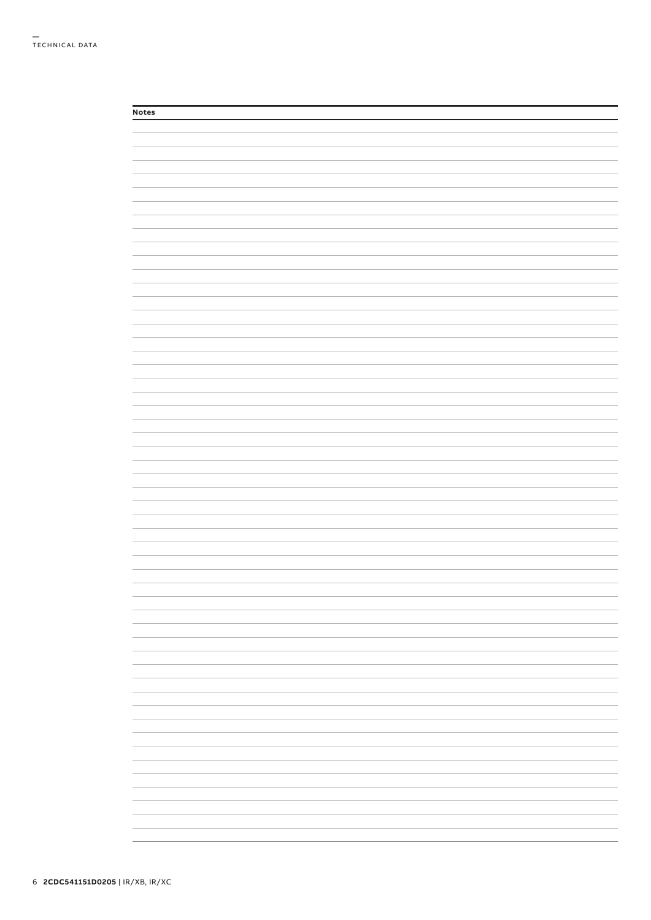**Notes**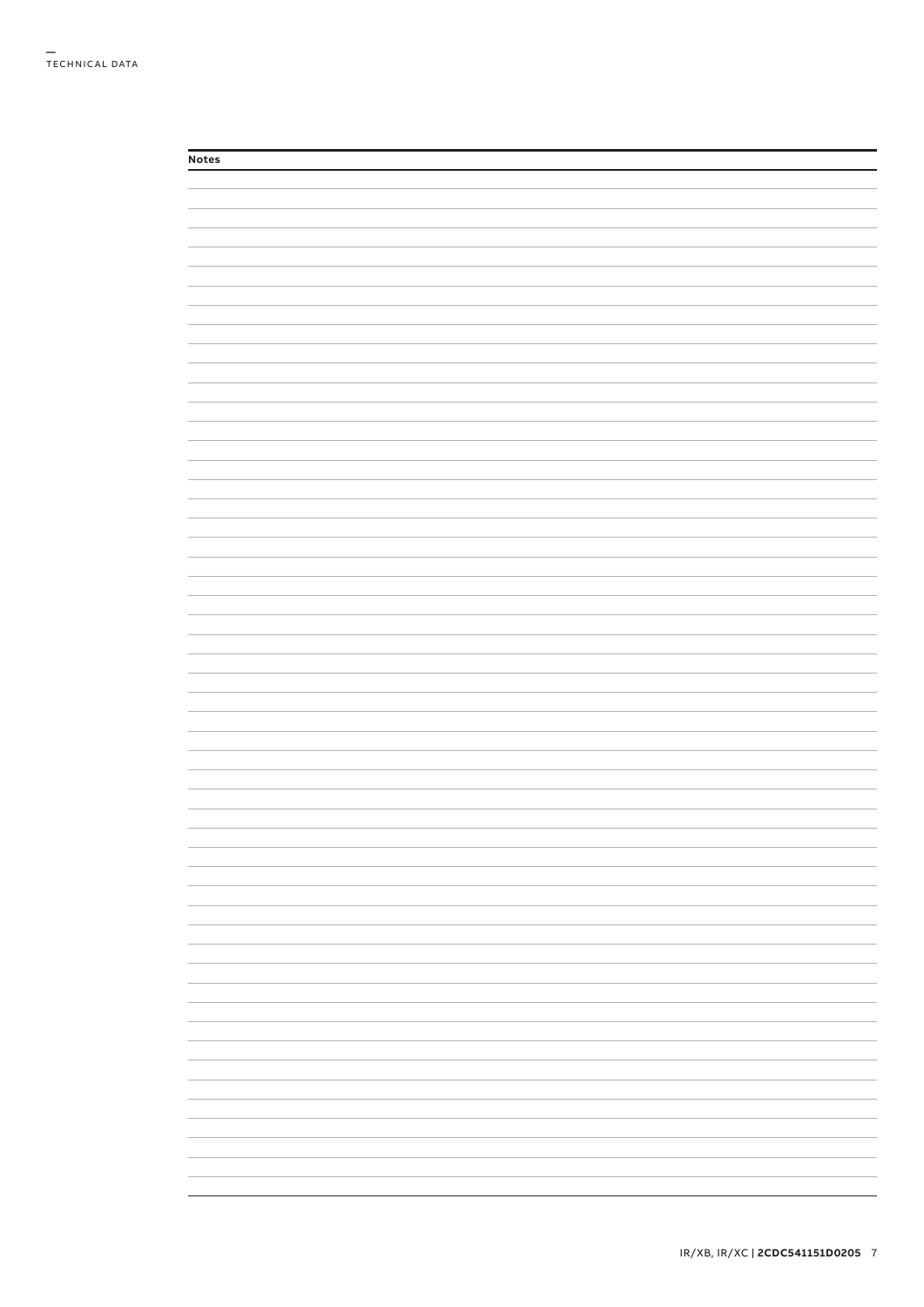**Notes**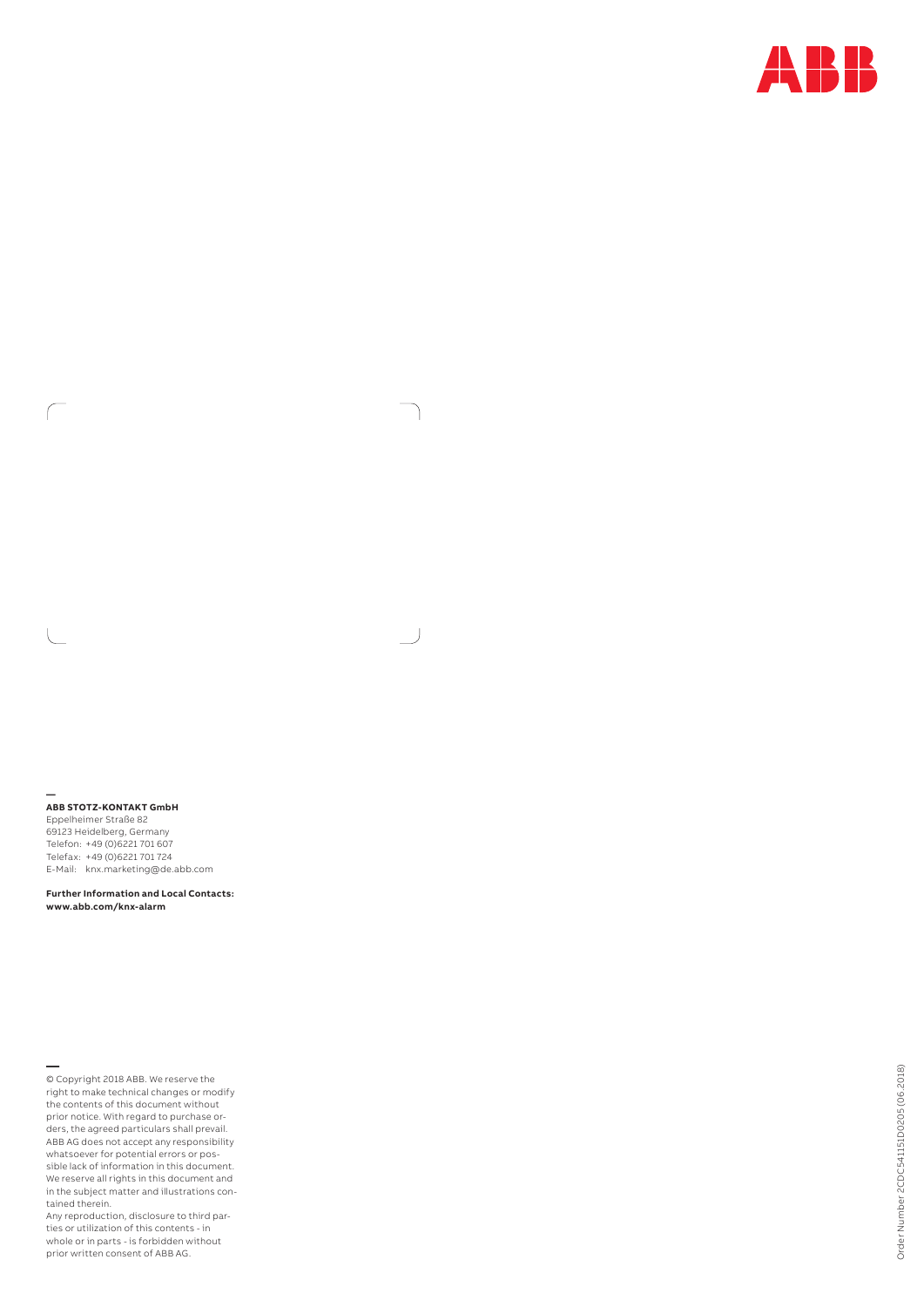**ABB STOTZ-KONTAKT GmbH**
Eppelheimer Straße 82
69123 Heidelberg, Germany
Telefon: +49 (0)6221 701 607
Telefax: +49 (0)6221 701 724
E-Mail: knx.marketing@de.abb.com

**Further Information and Local Contacts:**
**www.abb.com/knx-alarm**

© Copyright 2018 ABB. We reserve the right to make technical changes or modify the contents of this document without prior notice. With regard to purchase orders, the agreed particulars shall prevail. ABB AG does not accept any responsibility whatsoever for potential errors or possible lack of information in this document. We reserve all rights in this document and in the subject matter and illustrations contained therein.
Any reproduction, disclosure to third parties or utilization of this contents - in whole or in parts - is forbidden without prior written consent of ABB AG.

Order Number 2CDC541151D0205 (06.2018)